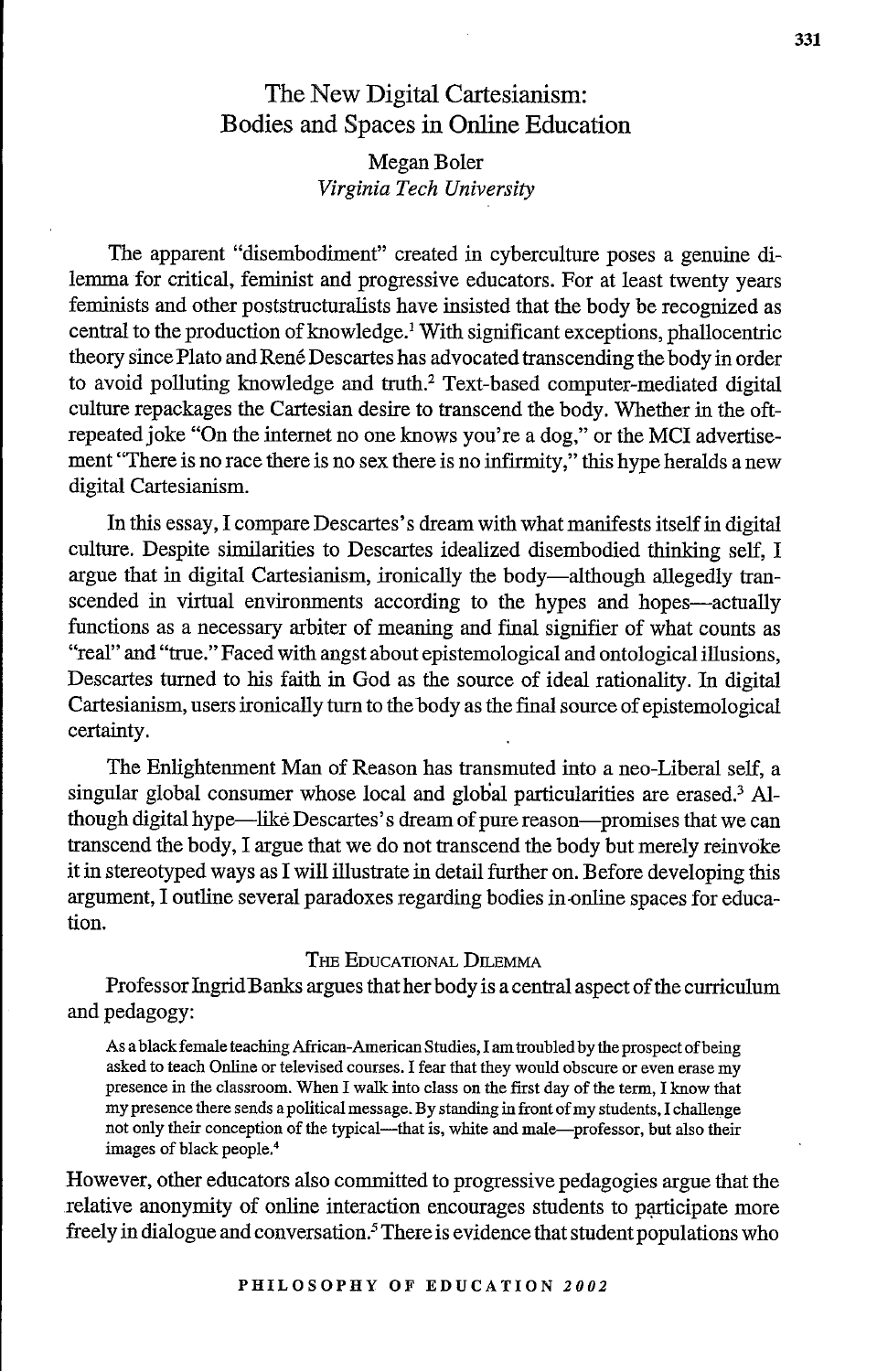# The New Digital Cartesianism: Bodies and Spaces in Online Education

Megan Boler
*Virginia Tech University*

The apparent "disembodiment" created in cyberculture poses a genuine dilemma for critical, feminist and progressive educators. For at least twenty years feminists and other poststructuralists have insisted that the body be recognized as central to the production of knowledge.[1] With significant exceptions, phallocentric theory since Plato and René Descartes has advocated transcending the body in order to avoid polluting knowledge and truth.[2] Text-based computer-mediated digital culture repackages the Cartesian desire to transcend the body. Whether in the oft-repeated joke "On the internet no one knows you're a dog," or the MCI advertisement "There is no race there is no sex there is no infirmity," this hype heralds a new digital Cartesianism.

In this essay, I compare Descartes's dream with what manifests itself in digital culture. Despite similarities to Descartes idealized disembodied thinking self, I argue that in digital Cartesianism, ironically the body—although allegedly transcended in virtual environments according to the hypes and hopes—actually functions as a necessary arbiter of meaning and final signifier of what counts as "real" and "true." Faced with angst about epistemological and ontological illusions, Descartes turned to his faith in God as the source of ideal rationality. In digital Cartesianism, users ironically turn to the body as the final source of epistemological certainty.

The Enlightenment Man of Reason has transmuted into a neo-Liberal self, a singular global consumer whose local and global particularities are erased.[3] Although digital hype—like Descartes's dream of pure reason—promises that we can transcend the body, I argue that we do not transcend the body but merely reinvoke it in stereotyped ways as I will illustrate in detail further on. Before developing this argument, I outline several paradoxes regarding bodies in online spaces for education.

## The Educational Dilemma

Professor Ingrid Banks argues that her body is a central aspect of the curriculum and pedagogy:

> As a black female teaching African-American Studies, I am troubled by the prospect of being asked to teach Online or televised courses. I fear that they would obscure or even erase my presence in the classroom. When I walk into class on the first day of the term, I know that my presence there sends a political message. By standing in front of my students, I challenge not only their conception of the typical—that is, white and male—professor, but also their images of black people.[4]

However, other educators also committed to progressive pedagogies argue that the relative anonymity of online interaction encourages students to participate more freely in dialogue and conversation.[5] There is evidence that student populations who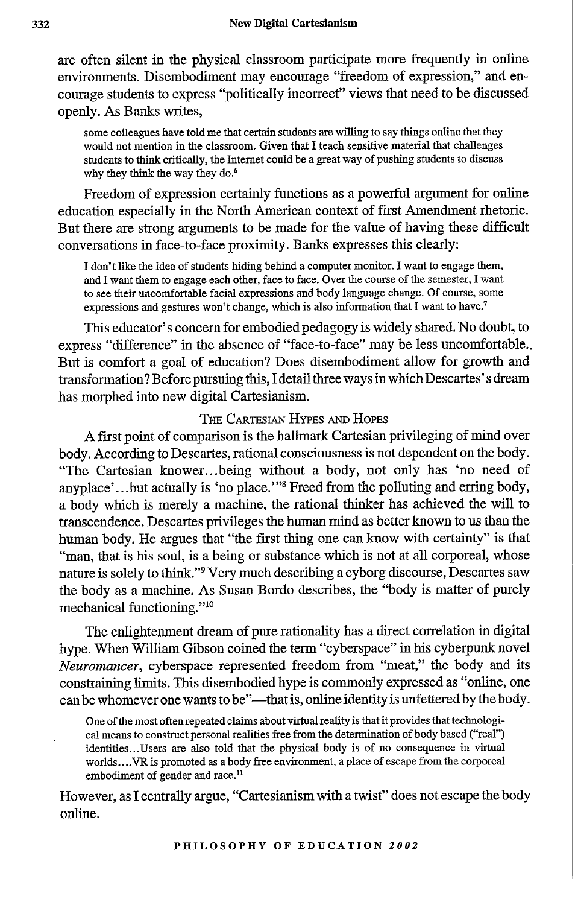are often silent in the physical classroom participate more frequently in online environments. Disembodiment may encourage "freedom of expression," and encourage students to express "politically incorrect" views that need to be discussed openly. As Banks writes,

> some colleagues have told me that certain students are willing to say things online that they would not mention in the classroom. Given that I teach sensitive material that challenges students to think critically, the Internet could be a great way of pushing students to discuss why they think the way they do.[6]

Freedom of expression certainly functions as a powerful argument for online education especially in the North American context of first Amendment rhetoric. But there are strong arguments to be made for the value of having these difficult conversations in face-to-face proximity. Banks expresses this clearly:

> I don't like the idea of students hiding behind a computer monitor. I want to engage them, and I want them to engage each other, face to face. Over the course of the semester, I want to see their uncomfortable facial expressions and body language change. Of course, some expressions and gestures won't change, which is also information that I want to have.[7]

This educator's concern for embodied pedagogy is widely shared. No doubt, to express "difference" in the absence of "face-to-face" may be less uncomfortable.. But is comfort a goal of education? Does disembodiment allow for growth and transformation? Before pursuing this, I detail three ways in which Descartes's dream has morphed into new digital Cartesianism.

## The Cartesian Hypes and Hopes

A first point of comparison is the hallmark Cartesian privileging of mind over body. According to Descartes, rational consciousness is not dependent on the body. "The Cartesian knower...being without a body, not only has 'no need of anyplace'...but actually is 'no place.'"[8] Freed from the polluting and erring body, a body which is merely a machine, the rational thinker has achieved the will to transcendence. Descartes privileges the human mind as better known to us than the human body. He argues that "the first thing one can know with certainty" is that "man, that is his soul, is a being or substance which is not at all corporeal, whose nature is solely to think."[9] Very much describing a cyborg discourse, Descartes saw the body as a machine. As Susan Bordo describes, the "body is matter of purely mechanical functioning."[10]

The enlightenment dream of pure rationality has a direct correlation in digital hype. When William Gibson coined the term "cyberspace" in his cyberpunk novel *Neuromancer*, cyberspace represented freedom from "meat," the body and its constraining limits. This disembodied hype is commonly expressed as "online, one can be whomever one wants to be"—that is, online identity is unfettered by the body.

> One of the most often repeated claims about virtual reality is that it provides that technological means to construct personal realities free from the determination of body based ("real") identities...Users are also told that the physical body is of no consequence in virtual worlds....VR is promoted as a body free environment, a place of escape from the corporeal embodiment of gender and race.[11]

However, as I centrally argue, "Cartesianism with a twist" does not escape the body online.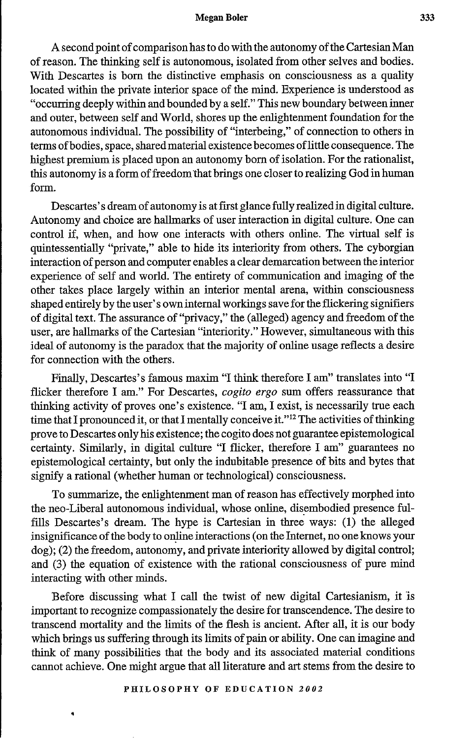A second point of comparison has to do with the autonomy of the Cartesian Man of reason. The thinking self is autonomous, isolated from other selves and bodies. With Descartes is born the distinctive emphasis on consciousness as a quality located within the private interior space of the mind. Experience is understood as "occurring deeply within and bounded by a self." This new boundary between inner and outer, between self and World, shores up the enlightenment foundation for the autonomous individual. The possibility of "interbeing," of connection to others in terms of bodies, space, shared material existence becomes of little consequence. The highest premium is placed upon an autonomy born of isolation. For the rationalist, this autonomy is a form of freedom that brings one closer to realizing God in human form.

Descartes's dream of autonomy is at first glance fully realized in digital culture. Autonomy and choice are hallmarks of user interaction in digital culture. One can control if, when, and how one interacts with others online. The virtual self is quintessentially "private," able to hide its interiority from others. The cyborgian interaction of person and computer enables a clear demarcation between the interior experience of self and world. The entirety of communication and imaging of the other takes place largely within an interior mental arena, within consciousness shaped entirely by the user's own internal workings save for the flickering signifiers of digital text. The assurance of "privacy," the (alleged) agency and freedom of the user, are hallmarks of the Cartesian "interiority." However, simultaneous with this ideal of autonomy is the paradox that the majority of online usage reflects a desire for connection with the others.

Finally, Descartes's famous maxim "I think therefore I am" translates into "I flicker therefore I am." For Descartes, *cogito ergo* sum offers reassurance that thinking activity of proves one's existence. "I am, I exist, is necessarily true each time that I pronounced it, or that I mentally conceive it."[12] The activities of thinking prove to Descartes only his existence; the cogito does not guarantee epistemological certainty. Similarly, in digital culture "I flicker, therefore I am" guarantees no epistemological certainty, but only the indubitable presence of bits and bytes that signify a rational (whether human or technological) consciousness.

To summarize, the enlightenment man of reason has effectively morphed into the neo-Liberal autonomous individual, whose online, disembodied presence fulfills Descartes's dream. The hype is Cartesian in three ways: (1) the alleged insignificance of the body to online interactions (on the Internet, no one knows your dog); (2) the freedom, autonomy, and private interiority allowed by digital control; and (3) the equation of existence with the rational consciousness of pure mind interacting with other minds.

Before discussing what I call the twist of new digital Cartesianism, it is important to recognize compassionately the desire for transcendence. The desire to transcend mortality and the limits of the flesh is ancient. After all, it is our body which brings us suffering through its limits of pain or ability. One can imagine and think of many possibilities that the body and its associated material conditions cannot achieve. One might argue that all literature and art stems from the desire to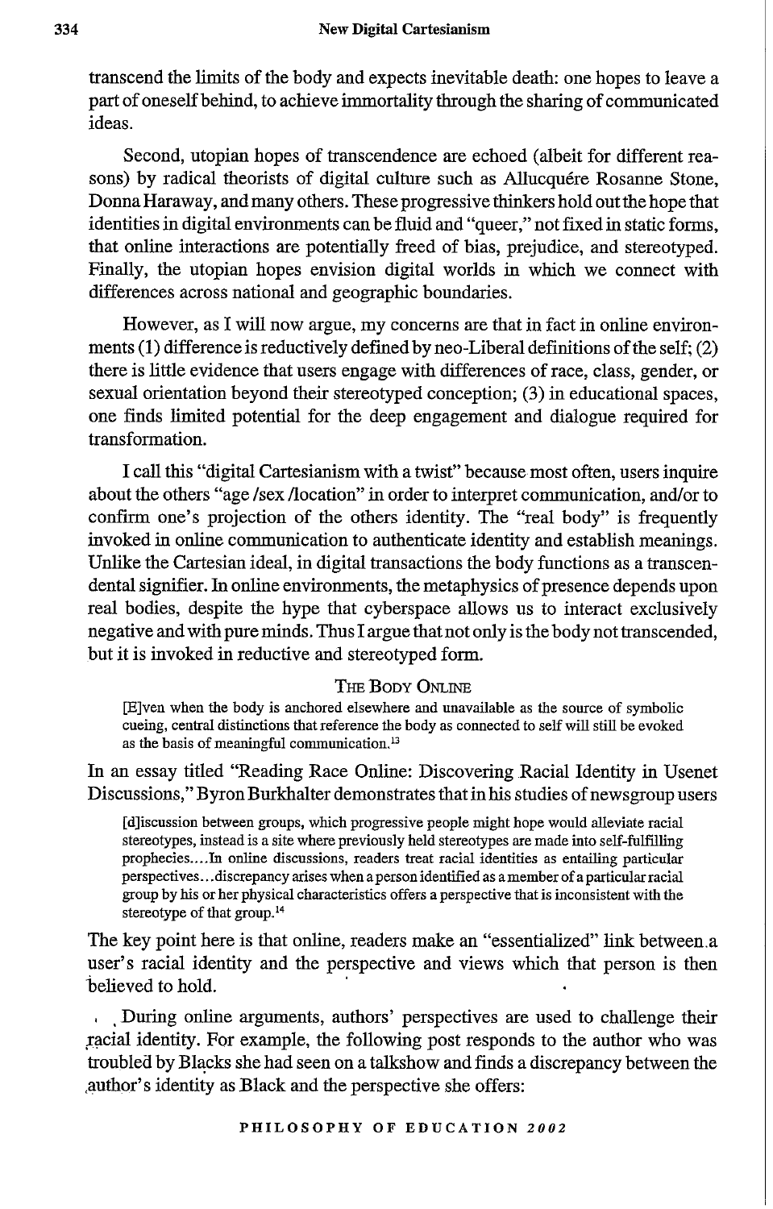transcend the limits of the body and expects inevitable death: one hopes to leave a part of oneself behind, to achieve immortality through the sharing of communicated ideas.

Second, utopian hopes of transcendence are echoed (albeit for different reasons) by radical theorists of digital culture such as Allucquére Rosanne Stone, Donna Haraway, and many others. These progressive thinkers hold out the hope that identities in digital environments can be fluid and "queer," not fixed in static forms, that online interactions are potentially freed of bias, prejudice, and stereotyped. Finally, the utopian hopes envision digital worlds in which we connect with differences across national and geographic boundaries.

However, as I will now argue, my concerns are that in fact in online environments (1) difference is reductively defined by neo-Liberal definitions of the self; (2) there is little evidence that users engage with differences of race, class, gender, or sexual orientation beyond their stereotyped conception; (3) in educational spaces, one finds limited potential for the deep engagement and dialogue required for transformation.

I call this "digital Cartesianism with a twist" because most often, users inquire about the others "age /sex /location" in order to interpret communication, and/or to confirm one's projection of the others identity. The "real body" is frequently invoked in online communication to authenticate identity and establish meanings. Unlike the Cartesian ideal, in digital transactions the body functions as a transcendental signifier. In online environments, the metaphysics of presence depends upon real bodies, despite the hype that cyberspace allows us to interact exclusively negative and with pure minds. Thus I argue that not only is the body not transcended, but it is invoked in reductive and stereotyped form.

## The Body Online

> [E]ven when the body is anchored elsewhere and unavailable as the source of symbolic cueing, central distinctions that reference the body as connected to self will still be evoked as the basis of meaningful communication.[13]

In an essay titled "Reading Race Online: Discovering Racial Identity in Usenet Discussions," Byron Burkhalter demonstrates that in his studies of newsgroup users

> [d]iscussion between groups, which progressive people might hope would alleviate racial stereotypes, instead is a site where previously held stereotypes are made into self-fulfilling prophecies....In online discussions, readers treat racial identities as entailing particular perspectives...discrepancy arises when a person identified as a member of a particular racial group by his or her physical characteristics offers a perspective that is inconsistent with the stereotype of that group.[14]

The key point here is that online, readers make an "essentialized" link between a user's racial identity and the perspective and views which that person is then believed to hold.

During online arguments, authors' perspectives are used to challenge their racial identity. For example, the following post responds to the author who was troubled by Blacks she had seen on a talkshow and finds a discrepancy between the author's identity as Black and the perspective she offers: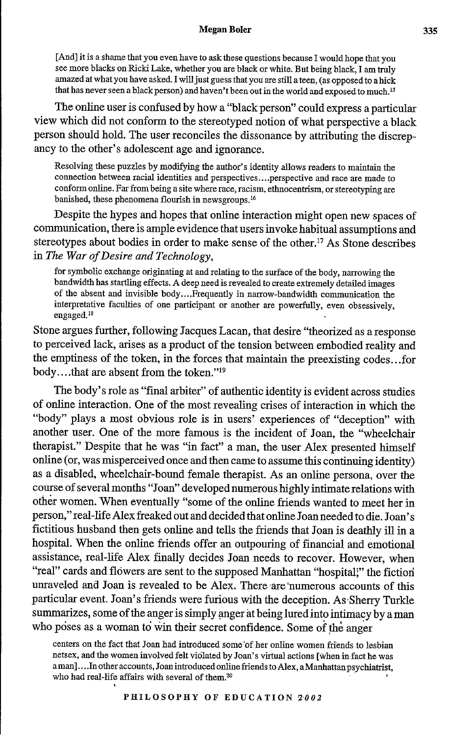> [And] it is a shame that you even have to ask these questions because I would hope that you see more blacks on Ricki Lake, whether you are black or white. But being black, I am truly amazed at what you have asked. I will just guess that you are still a teen, (as opposed to a hick that has never seen a black person) and haven't been out in the world and exposed to much.[15]

The online user is confused by how a "black person" could express a particular view which did not conform to the stereotyped notion of what perspective a black person should hold. The user reconciles the dissonance by attributing the discrepancy to the other's adolescent age and ignorance.

> Resolving these puzzles by modifying the author's identity allows readers to maintain the connection between racial identities and perspectives....perspective and race are made to conform online. Far from being a site where race, racism, ethnocentrism, or stereotyping are banished, these phenomena flourish in newsgroups.[16]

Despite the hypes and hopes that online interaction might open new spaces of communication, there is ample evidence that users invoke habitual assumptions and stereotypes about bodies in order to make sense of the other.[17] As Stone describes in *The War of Desire and Technology*,

> for symbolic exchange originating at and relating to the surface of the body, narrowing the bandwidth has startling effects. A deep need is revealed to create extremely detailed images of the absent and invisible body....Frequently in narrow-bandwidth communication the interpretative faculties of one participant or another are powerfully, even obsessively, engaged.[18]

Stone argues further, following Jacques Lacan, that desire "theorized as a response to perceived lack, arises as a product of the tension between embodied reality and the emptiness of the token, in the forces that maintain the preexisting codes...for body....that are absent from the token."[19]

The body's role as "final arbiter" of authentic identity is evident across studies of online interaction. One of the most revealing crises of interaction in which the "body" plays a most obvious role is in users' experiences of "deception" with another user. One of the more famous is the incident of Joan, the "wheelchair therapist." Despite that he was "in fact" a man, the user Alex presented himself online (or, was misperceived once and then came to assume this continuing identity) as a disabled, wheelchair-bound female therapist. As an online persona, over the course of several months "Joan" developed numerous highly intimate relations with other women. When eventually "some of the online friends wanted to meet her in person," real-life Alex freaked out and decided that online Joan needed to die. Joan's fictitious husband then gets online and tells the friends that Joan is deathly ill in a hospital. When the online friends offer an outpouring of financial and emotional assistance, real-life Alex finally decides Joan needs to recover. However, when "real" cards and flowers are sent to the supposed Manhattan "hospital;" the fiction unraveled and Joan is revealed to be Alex. There are numerous accounts of this particular event. Joan's friends were furious with the deception. As Sherry Turkle summarizes, some of the anger is simply anger at being lured into intimacy by a man who poses as a woman to win their secret confidence. Some of the anger

> centers on the fact that Joan had introduced some of her online women friends to lesbian netsex, and the women involved felt violated by Joan's virtual actions [when in fact he was a man]....In other accounts, Joan introduced online friends to Alex, a Manhattan psychiatrist, who had real-life affairs with several of them.[20]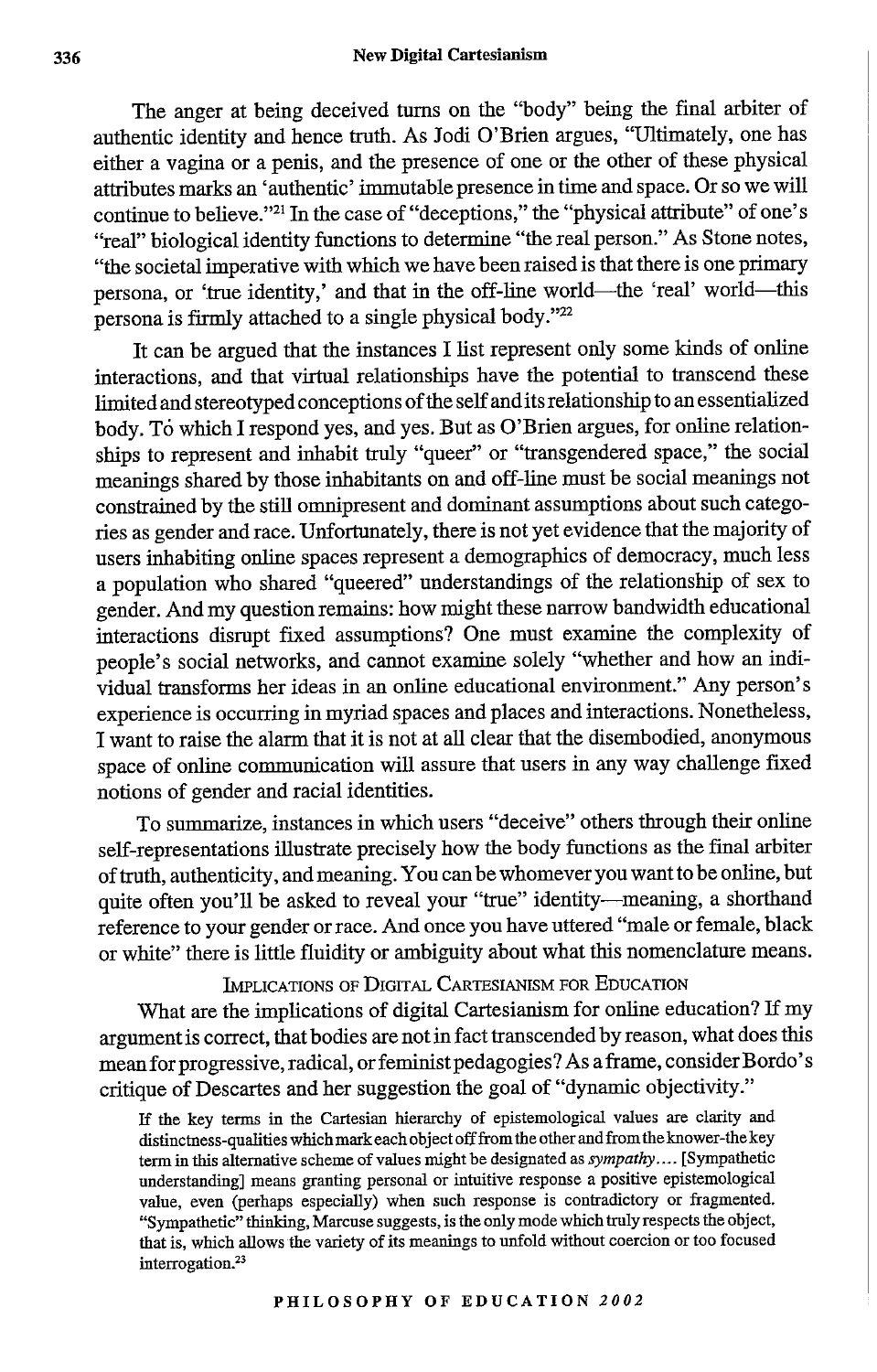The anger at being deceived turns on the "body" being the final arbiter of authentic identity and hence truth. As Jodi O'Brien argues, "Ultimately, one has either a vagina or a penis, and the presence of one or the other of these physical attributes marks an 'authentic' immutable presence in time and space. Or so we will continue to believe."[21] In the case of "deceptions," the "physical attribute" of one's "real" biological identity functions to determine "the real person." As Stone notes, "the societal imperative with which we have been raised is that there is one primary persona, or 'true identity,' and that in the off-line world—the 'real' world—this persona is firmly attached to a single physical body."[22]

It can be argued that the instances I list represent only some kinds of online interactions, and that virtual relationships have the potential to transcend these limited and stereotyped conceptions of the self and its relationship to an essentialized body. To which I respond yes, and yes. But as O'Brien argues, for online relationships to represent and inhabit truly "queer" or "transgendered space," the social meanings shared by those inhabitants on and off-line must be social meanings not constrained by the still omnipresent and dominant assumptions about such categories as gender and race. Unfortunately, there is not yet evidence that the majority of users inhabiting online spaces represent a demographics of democracy, much less a population who shared "queered" understandings of the relationship of sex to gender. And my question remains: how might these narrow bandwidth educational interactions disrupt fixed assumptions? One must examine the complexity of people's social networks, and cannot examine solely "whether and how an individual transforms her ideas in an online educational environment." Any person's experience is occurring in myriad spaces and places and interactions. Nonetheless, I want to raise the alarm that it is not at all clear that the disembodied, anonymous space of online communication will assure that users in any way challenge fixed notions of gender and racial identities.

To summarize, instances in which users "deceive" others through their online self-representations illustrate precisely how the body functions as the final arbiter of truth, authenticity, and meaning. You can be whomever you want to be online, but quite often you'll be asked to reveal your "true" identity—meaning, a shorthand reference to your gender or race. And once you have uttered "male or female, black or white" there is little fluidity or ambiguity about what this nomenclature means.

## Implications of Digital Cartesianism for Education

What are the implications of digital Cartesianism for online education? If my argument is correct, that bodies are not in fact transcended by reason, what does this mean for progressive, radical, or feminist pedagogies? As a frame, consider Bordo's critique of Descartes and her suggestion the goal of "dynamic objectivity."

> If the key terms in the Cartesian hierarchy of epistemological values are clarity and distinctness-qualities which mark each object off from the other and from the knower-the key term in this alternative scheme of values might be designated as *sympathy*.... [Sympathetic understanding] means granting personal or intuitive response a positive epistemological value, even (perhaps especially) when such response is contradictory or fragmented. "Sympathetic" thinking, Marcuse suggests, is the only mode which truly respects the object, that is, which allows the variety of its meanings to unfold without coercion or too focused interrogation.[23]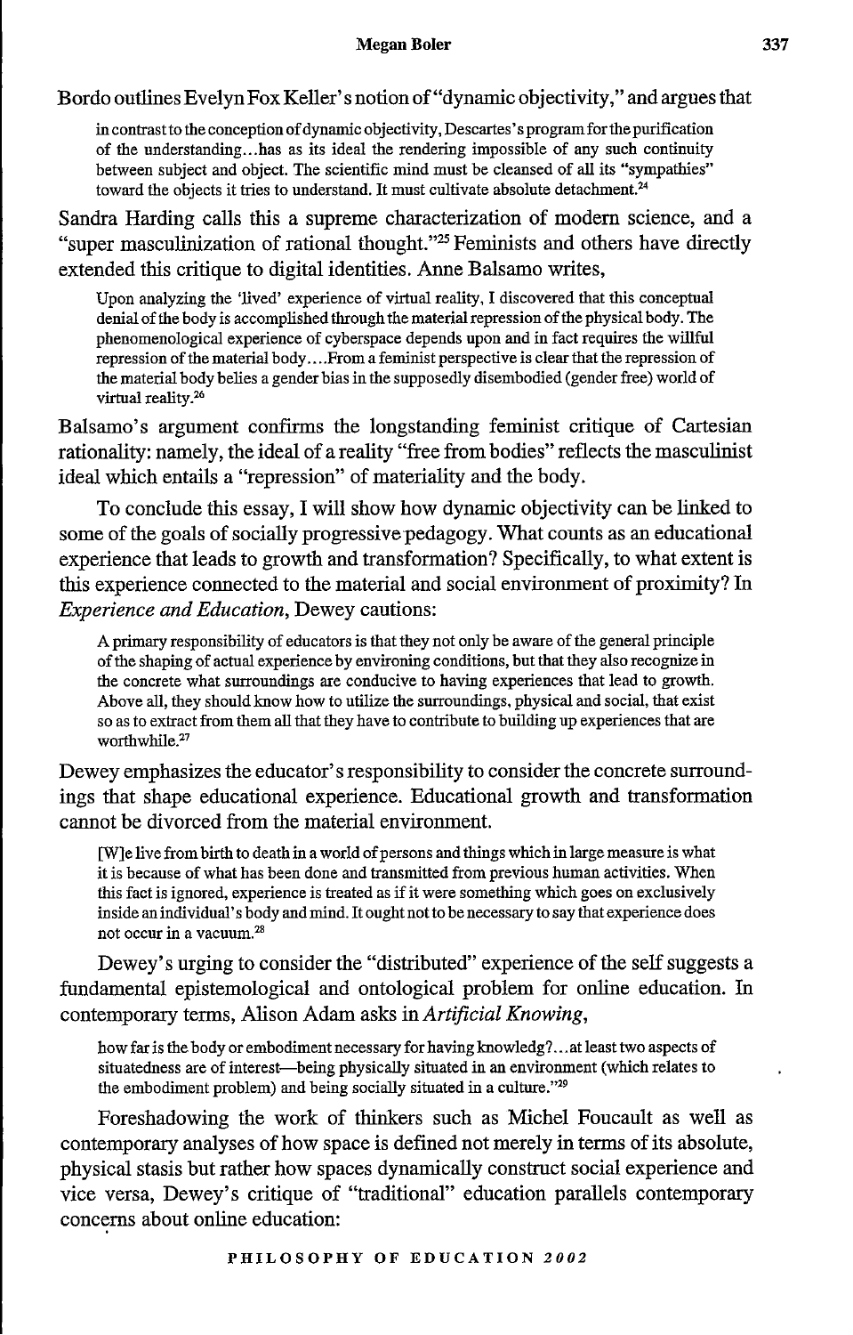Bordo outlines Evelyn Fox Keller's notion of "dynamic objectivity," and argues that

> in contrast to the conception of dynamic objectivity, Descartes's program for the purification of the understanding...has as its ideal the rendering impossible of any such continuity between subject and object. The scientific mind must be cleansed of all its "sympathies" toward the objects it tries to understand. It must cultivate absolute detachment.[24]

Sandra Harding calls this a supreme characterization of modern science, and a "super masculinization of rational thought."[25] Feminists and others have directly extended this critique to digital identities. Anne Balsamo writes,

> Upon analyzing the 'lived' experience of virtual reality, I discovered that this conceptual denial of the body is accomplished through the material repression of the physical body. The phenomenological experience of cyberspace depends upon and in fact requires the willful repression of the material body....From a feminist perspective is clear that the repression of the material body belies a gender bias in the supposedly disembodied (gender free) world of virtual reality.[26]

Balsamo's argument confirms the longstanding feminist critique of Cartesian rationality: namely, the ideal of a reality "free from bodies" reflects the masculinist ideal which entails a "repression" of materiality and the body.

To conclude this essay, I will show how dynamic objectivity can be linked to some of the goals of socially progressive pedagogy. What counts as an educational experience that leads to growth and transformation? Specifically, to what extent is this experience connected to the material and social environment of proximity? In *Experience and Education*, Dewey cautions:

> A primary responsibility of educators is that they not only be aware of the general principle of the shaping of actual experience by environing conditions, but that they also recognize in the concrete what surroundings are conducive to having experiences that lead to growth. Above all, they should know how to utilize the surroundings, physical and social, that exist so as to extract from them all that they have to contribute to building up experiences that are worthwhile.[27]

Dewey emphasizes the educator's responsibility to consider the concrete surroundings that shape educational experience. Educational growth and transformation cannot be divorced from the material environment.

> [W]e live from birth to death in a world of persons and things which in large measure is what it is because of what has been done and transmitted from previous human activities. When this fact is ignored, experience is treated as if it were something which goes on exclusively inside an individual's body and mind. It ought not to be necessary to say that experience does not occur in a vacuum.[28]

Dewey's urging to consider the "distributed" experience of the self suggests a fundamental epistemological and ontological problem for online education. In contemporary terms, Alison Adam asks in *Artificial Knowing*,

> how far is the body or embodiment necessary for having knowledg?...at least two aspects of situatedness are of interest—being physically situated in an environment (which relates to the embodiment problem) and being socially situated in a culture."[29]

Foreshadowing the work of thinkers such as Michel Foucault as well as contemporary analyses of how space is defined not merely in terms of its absolute, physical stasis but rather how spaces dynamically construct social experience and vice versa, Dewey's critique of "traditional" education parallels contemporary concerns about online education: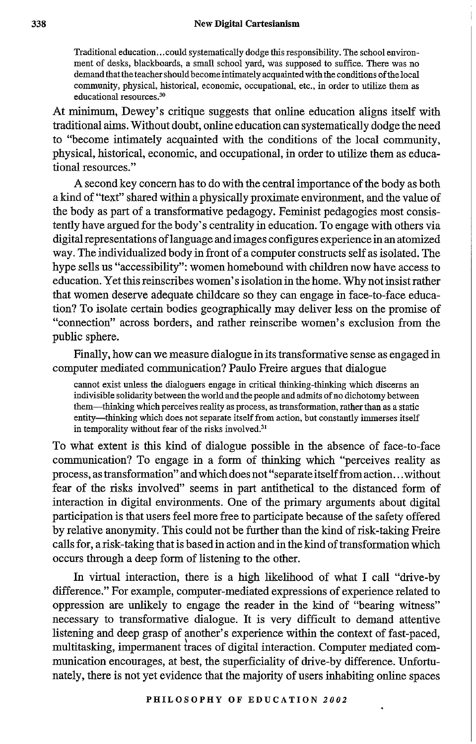> Traditional education...could systematically dodge this responsibility. The school environment of desks, blackboards, a small school yard, was supposed to suffice. There was no demand that the teacher should become intimately acquainted with the conditions of the local community, physical, historical, economic, occupational, etc., in order to utilize them as educational resources.[30]

At minimum, Dewey's critique suggests that online education aligns itself with traditional aims. Without doubt, online education can systematically dodge the need to "become intimately acquainted with the conditions of the local community, physical, historical, economic, and occupational, in order to utilize them as educational resources."

A second key concern has to do with the central importance of the body as both a kind of "text" shared within a physically proximate environment, and the value of the body as part of a transformative pedagogy. Feminist pedagogies most consistently have argued for the body's centrality in education. To engage with others via digital representations of language and images configures experience in an atomized way. The individualized body in front of a computer constructs self as isolated. The hype sells us "accessibility": women homebound with children now have access to education. Yet this reinscribes women's isolation in the home. Why not insist rather that women deserve adequate childcare so they can engage in face-to-face education? To isolate certain bodies geographically may deliver less on the promise of "connection" across borders, and rather reinscribe women's exclusion from the public sphere.

Finally, how can we measure dialogue in its transformative sense as engaged in computer mediated communication? Paulo Freire argues that dialogue

> cannot exist unless the dialoguers engage in critical thinking-thinking which discerns an indivisible solidarity between the world and the people and admits of no dichotomy between them—thinking which perceives reality as process, as transformation, rather than as a static entity—thinking which does not separate itself from action, but constantly immerses itself in temporality without fear of the risks involved.[31]

To what extent is this kind of dialogue possible in the absence of face-to-face communication? To engage in a form of thinking which "perceives reality as process, as transformation" and which does not "separate itself from action...without fear of the risks involved" seems in part antithetical to the distanced form of interaction in digital environments. One of the primary arguments about digital participation is that users feel more free to participate because of the safety offered by relative anonymity. This could not be further than the kind of risk-taking Freire calls for, a risk-taking that is based in action and in the kind of transformation which occurs through a deep form of listening to the other.

In virtual interaction, there is a high likelihood of what I call "drive-by difference." For example, computer-mediated expressions of experience related to oppression are unlikely to engage the reader in the kind of "bearing witness" necessary to transformative dialogue. It is very difficult to demand attentive listening and deep grasp of another's experience within the context of fast-paced, multitasking, impermanent traces of digital interaction. Computer mediated communication encourages, at best, the superficiality of drive-by difference. Unfortunately, there is not yet evidence that the majority of users inhabiting online spaces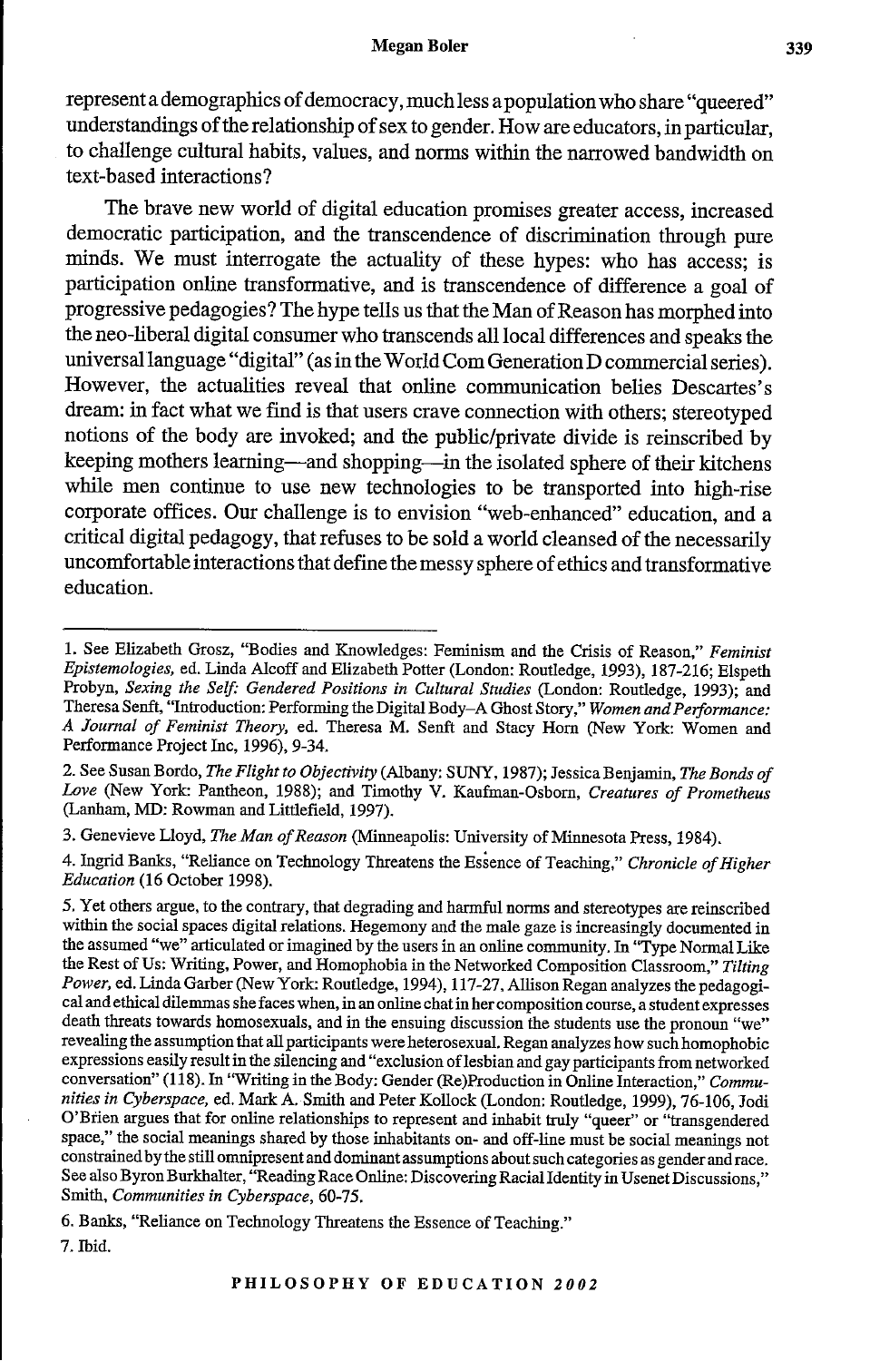represent a demographics of democracy, much less a population who share "queered" understandings of the relationship of sex to gender. How are educators, in particular, to challenge cultural habits, values, and norms within the narrowed bandwidth on text-based interactions?

The brave new world of digital education promises greater access, increased democratic participation, and the transcendence of discrimination through pure minds. We must interrogate the actuality of these hypes: who has access; is participation online transformative, and is transcendence of difference a goal of progressive pedagogies? The hype tells us that the Man of Reason has morphed into the neo-liberal digital consumer who transcends all local differences and speaks the universal language "digital" (as in the World Com Generation D commercial series). However, the actualities reveal that online communication belies Descartes's dream: in fact what we find is that users crave connection with others; stereotyped notions of the body are invoked; and the public/private divide is reinscribed by keeping mothers learning—and shopping—in the isolated sphere of their kitchens while men continue to use new technologies to be transported into high-rise corporate offices. Our challenge is to envision "web-enhanced" education, and a critical digital pedagogy, that refuses to be sold a world cleansed of the necessarily uncomfortable interactions that define the messy sphere of ethics and transformative education.

---

1. See Elizabeth Grosz, "Bodies and Knowledges: Feminism and the Crisis of Reason," *Feminist Epistemologies*, ed. Linda Alcoff and Elizabeth Potter (London: Routledge, 1993), 187-216; Elspeth Probyn, *Sexing the Self: Gendered Positions in Cultural Studies* (London: Routledge, 1993); and Theresa Senft, "Introduction: Performing the Digital Body–A Ghost Story," *Women and Performance: A Journal of Feminist Theory*, ed. Theresa M. Senft and Stacy Horn (New York: Women and Performance Project Inc, 1996), 9-34.

2. See Susan Bordo, *The Flight to Objectivity* (Albany: SUNY, 1987); Jessica Benjamin, *The Bonds of Love* (New York: Pantheon, 1988); and Timothy V. Kaufman-Osborn, *Creatures of Prometheus* (Lanham, MD: Rowman and Littlefield, 1997).

3. Genevieve Lloyd, *The Man of Reason* (Minneapolis: University of Minnesota Press, 1984).

4. Ingrid Banks, "Reliance on Technology Threatens the Essence of Teaching," *Chronicle of Higher Education* (16 October 1998).

5. Yet others argue, to the contrary, that degrading and harmful norms and stereotypes are reinscribed within the social spaces digital relations. Hegemony and the male gaze is increasingly documented in the assumed "we" articulated or imagined by the users in an online community. In "Type Normal Like the Rest of Us: Writing, Power, and Homophobia in the Networked Composition Classroom," *Tilting Power*, ed. Linda Garber (New York: Routledge, 1994), 117-27, Allison Regan analyzes the pedagogical and ethical dilemmas she faces when, in an online chat in her composition course, a student expresses death threats towards homosexuals, and in the ensuing discussion the students use the pronoun "we" revealing the assumption that all participants were heterosexual. Regan analyzes how such homophobic expressions easily result in the silencing and "exclusion of lesbian and gay participants from networked conversation" (118). In "Writing in the Body: Gender (Re)Production in Online Interaction," *Communities in Cyberspace*, ed. Mark A. Smith and Peter Kollock (London: Routledge, 1999), 76-106, Jodi O'Brien argues that for online relationships to represent and inhabit truly "queer" or "transgendered space," the social meanings shared by those inhabitants on- and off-line must be social meanings not constrained by the still omnipresent and dominant assumptions about such categories as gender and race. See also Byron Burkhalter, "Reading Race Online: Discovering Racial Identity in Usenet Discussions," Smith, *Communities in Cyberspace*, 60-75.

6. Banks, "Reliance on Technology Threatens the Essence of Teaching."

7. Ibid.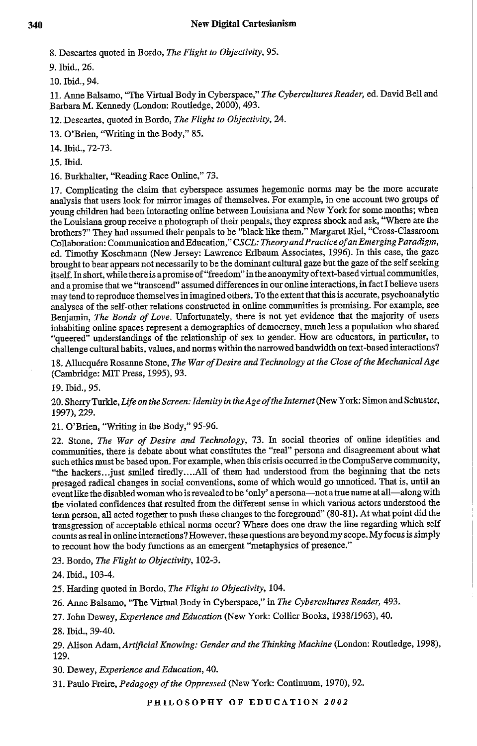8. Descartes quoted in Bordo, *The Flight to Objectivity*, 95.

9. Ibid., 26.

10. Ibid., 94.

11. Anne Balsamo, "The Virtual Body in Cyberspace," *The Cybercultures Reader*, ed. David Bell and Barbara M. Kennedy (London: Routledge, 2000), 493.

12. Descartes, quoted in Bordo, *The Flight to Objectivity*, 24.

13. O'Brien, "Writing in the Body," 85.

14. Ibid., 72-73.

15. Ibid.

16. Burkhalter, "Reading Race Online," 73.

17. Complicating the claim that cyberspace assumes hegemonic norms may be the more accurate analysis that users look for mirror images of themselves. For example, in one account two groups of young children had been interacting online between Louisiana and New York for some months; when the Louisiana group receive a photograph of their penpals, they express shock and ask, "Where are the brothers?" They had assumed their penpals to be "black like them." Margaret Riel, "Cross-Classroom Collaboration: Communication and Education," *CSCL: Theory and Practice of an Emerging Paradigm*, ed. Timothy Koschmann (New Jersey: Lawrence Erlbaum Associates, 1996). In this case, the gaze brought to bear appears not necessarily to be the dominant cultural gaze but the gaze of the self seeking itself. In short, while there is a promise of "freedom" in the anonymity of text-based virtual communities, and a promise that we "transcend" assumed differences in our online interactions, in fact I believe users may tend to reproduce themselves in imagined others. To the extent that this is accurate, psychoanalytic analyses of the self-other relations constructed in online communities is promising. For example, see Benjamin, *The Bonds of Love*. Unfortunately, there is not yet evidence that the majority of users inhabiting online spaces represent a demographics of democracy, much less a population who shared "queered" understandings of the relationship of sex to gender. How are educators, in particular, to challenge cultural habits, values, and norms within the narrowed bandwidth on text-based interactions?

18. Allucquére Rosanne Stone, *The War of Desire and Technology at the Close of the Mechanical Age* (Cambridge: MIT Press, 1995), 93.

19. Ibid., 95.

20. Sherry Turkle, *Life on the Screen: Identity in the Age of the Internet* (New York: Simon and Schuster, 1997), 229.

21. O'Brien, "Writing in the Body," 95-96.

22. Stone, *The War of Desire and Technology*, 73. In social theories of online identities and communities, there is debate about what constitutes the "real" persona and disagreement about what such ethics must be based upon. For example, when this crisis occurred in the CompuServe community, "the hackers...just smiled tiredly....All of them had understood from the beginning that the nets presaged radical changes in social conventions, some of which would go unnoticed. That is, until an event like the disabled woman who is revealed to be 'only' a persona—not a true name at all—along with the violated confidences that resulted from the different sense in which various actors understood the term person, all acted together to push these changes to the foreground" (80-81). At what point did the transgression of acceptable ethical norms occur? Where does one draw the line regarding which self counts as real in online interactions? However, these questions are beyond my scope. My focus is simply to recount how the body functions as an emergent "metaphysics of presence."

23. Bordo, *The Flight to Objectivity*, 102-3.

24. Ibid., 103-4.

25. Harding quoted in Bordo, *The Flight to Objectivity*, 104.

26. Anne Balsamo, "The Virtual Body in Cyberspace," in *The Cybercultures Reader*, 493.

27. John Dewey, *Experience and Education* (New York: Collier Books, 1938/1963), 40.

28. Ibid., 39-40.

29. Alison Adam, *Artificial Knowing: Gender and the Thinking Machine* (London: Routledge, 1998), 129.

30. Dewey, *Experience and Education*, 40.

31. Paulo Freire, *Pedagogy of the Oppressed* (New York: Continuum, 1970), 92.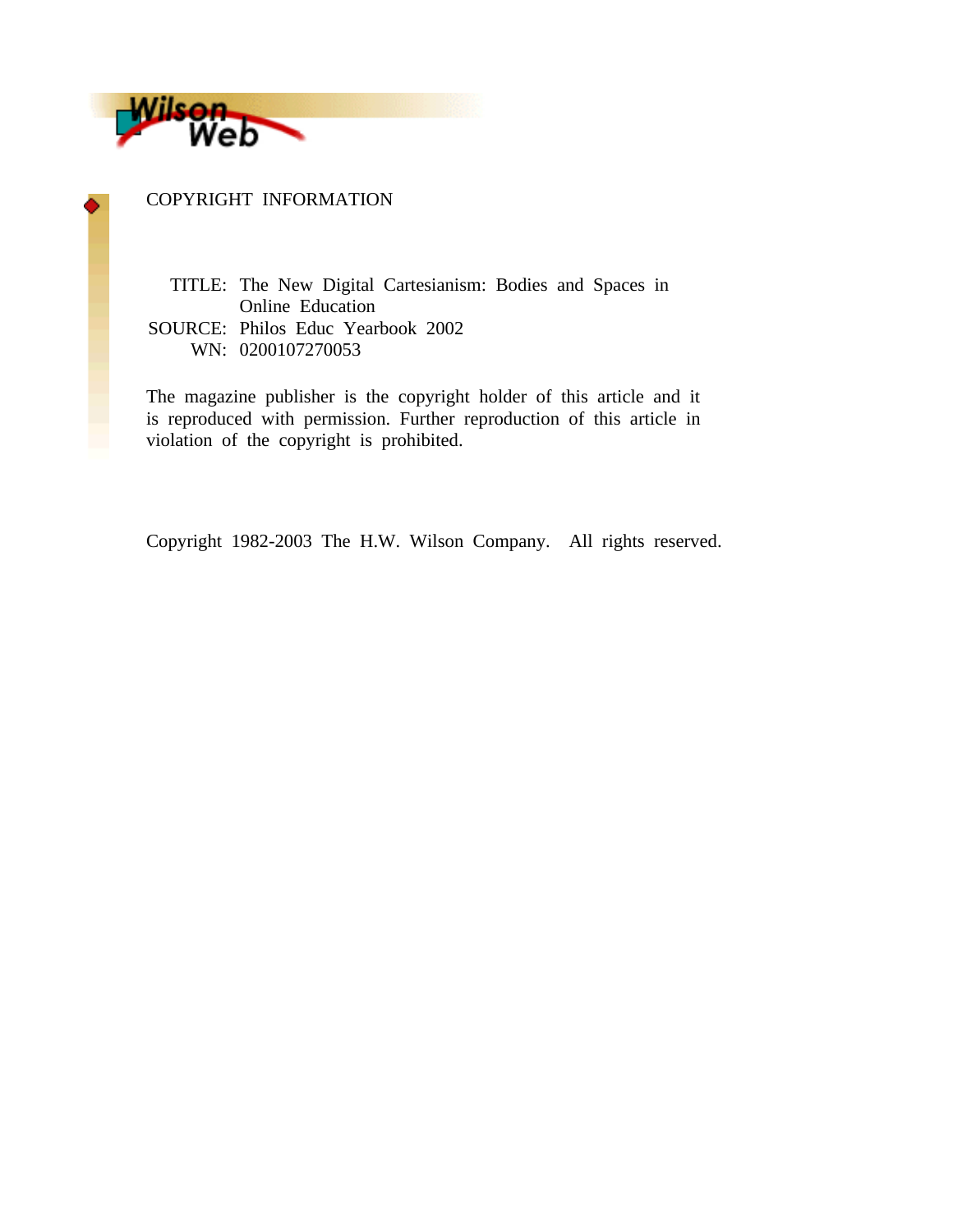COPYRIGHT INFORMATION

TITLE: The New Digital Cartesianism: Bodies and Spaces in Online Education
SOURCE: Philos Educ Yearbook 2002
WN: 0200107270053

The magazine publisher is the copyright holder of this article and it is reproduced with permission. Further reproduction of this article in violation of the copyright is prohibited.

Copyright 1982-2003 The H.W. Wilson Company. All rights reserved.